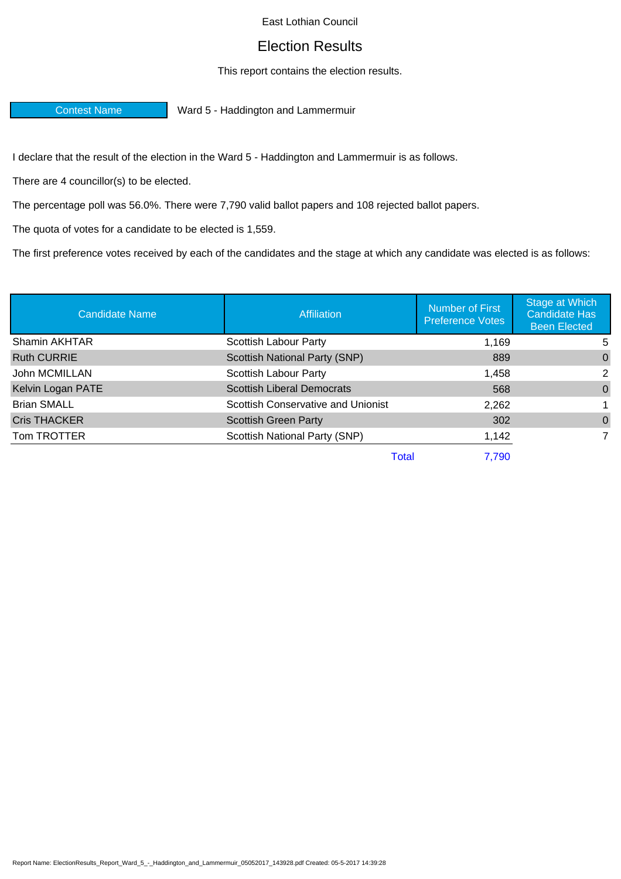East Lothian Council

# Election Results

This report contains the election results.

| Contest Name | Ward 5 - Haddington and Lammermuir |
|---|---|

I declare that the result of the election in the Ward 5 - Haddington and Lammermuir is as follows.

There are 4 councillor(s) to be elected.

The percentage poll was 56.0%. There were 7,790 valid ballot papers and 108 rejected ballot papers.

The quota of votes for a candidate to be elected is 1,559.

The first preference votes received by each of the candidates and the stage at which any candidate was elected is as follows:

| Candidate Name | Affiliation | Number of First Preference Votes | Stage at Which Candidate Has Been Elected |
|---|---|---|---|
| Shamin AKHTAR | Scottish Labour Party | 1,169 | 5 |
| Ruth CURRIE | Scottish National Party (SNP) | 889 | 0 |
| John MCMILLAN | Scottish Labour Party | 1,458 | 2 |
| Kelvin Logan PATE | Scottish Liberal Democrats | 568 | 0 |
| Brian SMALL | Scottish Conservative and Unionist | 2,262 | 1 |
| Cris THACKER | Scottish Green Party | 302 | 0 |
| Tom TROTTER | Scottish National Party (SNP) | 1,142 | 7 |
| | Total | 7,790 | |

Report Name: ElectionResults_Report_Ward_5_-_Haddington_and_Lammermuir_05052017_143928.pdf Created: 05-5-2017 14:39:28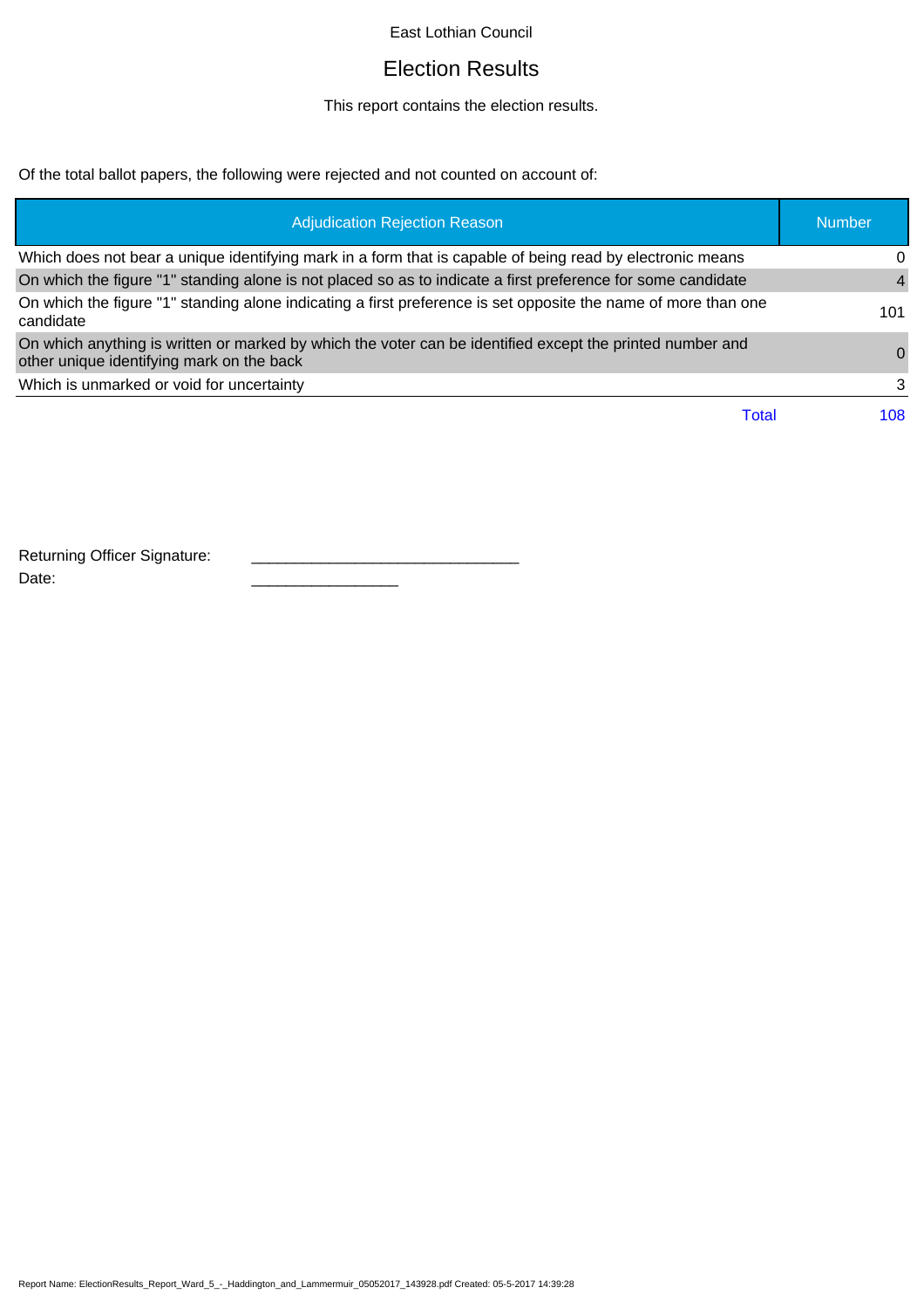East Lothian Council

# Election Results

This report contains the election results.

Of the total ballot papers, the following were rejected and not counted on account of:

| Adjudication Rejection Reason | Number |
| --- | --- |
| Which does not bear a unique identifying mark in a form that is capable of being read by electronic means | 0 |
| On which the figure "1" standing alone is not placed so as to indicate a first preference for some candidate | 4 |
| On which the figure "1" standing alone indicating a first preference is set opposite the name of more than one candidate | 101 |
| On which anything is written or marked by which the voter can be identified except the printed number and other unique identifying mark on the back | 0 |
| Which is unmarked or void for uncertainty | 3 |
| Total | 108 |

Returning Officer Signature: _______________________________

Date: _________________

Report Name: ElectionResults_Report_Ward_5_-_Haddington_and_Lammermuir_05052017_143928.pdf Created: 05-5-2017 14:39:28